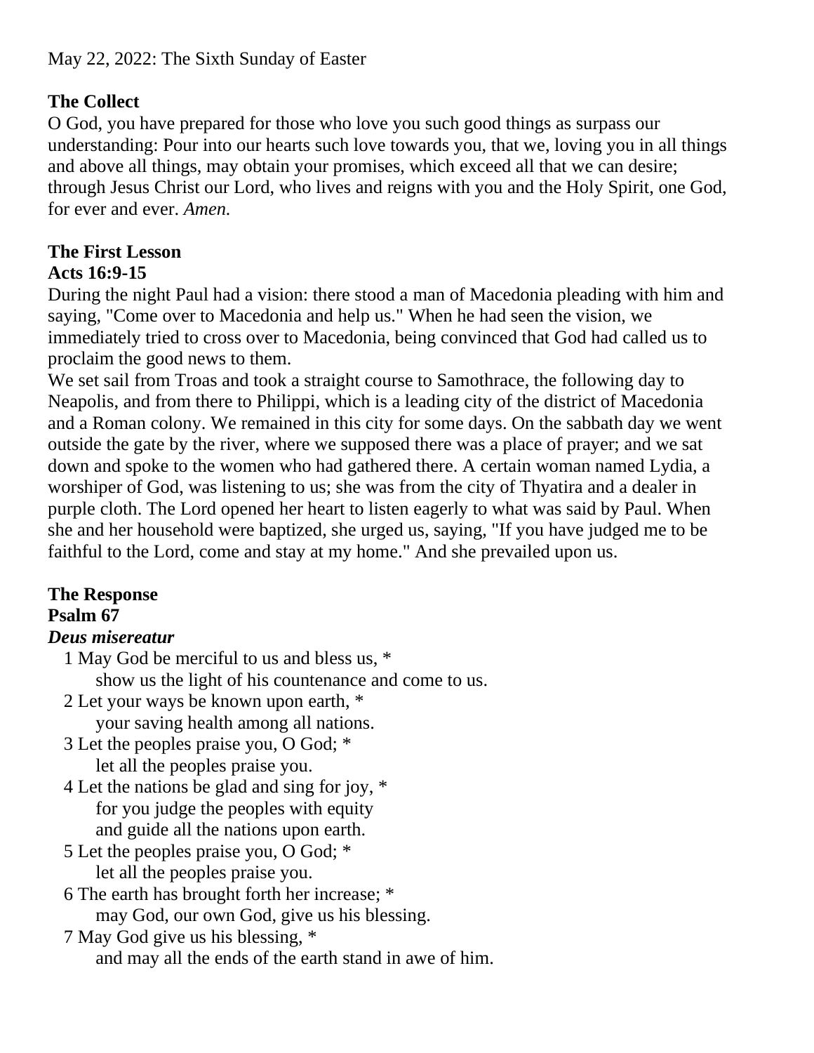May 22, 2022: The Sixth Sunday of Easter

**The Collect**

O God, you have prepared for those who love you such good things as surpass our understanding: Pour into our hearts such love towards you, that we, loving you in all things and above all things, may obtain your promises, which exceed all that we can desire; through Jesus Christ our Lord, who lives and reigns with you and the Holy Spirit, one God, for ever and ever. *Amen.*

**The First Lesson**
**Acts 16:9-15**

During the night Paul had a vision: there stood a man of Macedonia pleading with him and saying, "Come over to Macedonia and help us." When he had seen the vision, we immediately tried to cross over to Macedonia, being convinced that God had called us to proclaim the good news to them.

We set sail from Troas and took a straight course to Samothrace, the following day to Neapolis, and from there to Philippi, which is a leading city of the district of Macedonia and a Roman colony. We remained in this city for some days. On the sabbath day we went outside the gate by the river, where we supposed there was a place of prayer; and we sat down and spoke to the women who had gathered there. A certain woman named Lydia, a worshiper of God, was listening to us; she was from the city of Thyatira and a dealer in purple cloth. The Lord opened her heart to listen eagerly to what was said by Paul. When she and her household were baptized, she urged us, saying, "If you have judged me to be faithful to the Lord, come and stay at my home." And she prevailed upon us.

**The Response**
**Psalm 67**
***Deus misereatur***

1 May God be merciful to us and bless us, *
show us the light of his countenance and come to us.

2 Let your ways be known upon earth, *
your saving health among all nations.

3 Let the peoples praise you, O God; *
let all the peoples praise you.

4 Let the nations be glad and sing for joy, *
for you judge the peoples with equity
and guide all the nations upon earth.

5 Let the peoples praise you, O God; *
let all the peoples praise you.

6 The earth has brought forth her increase; *
may God, our own God, give us his blessing.

7 May God give us his blessing, *
and may all the ends of the earth stand in awe of him.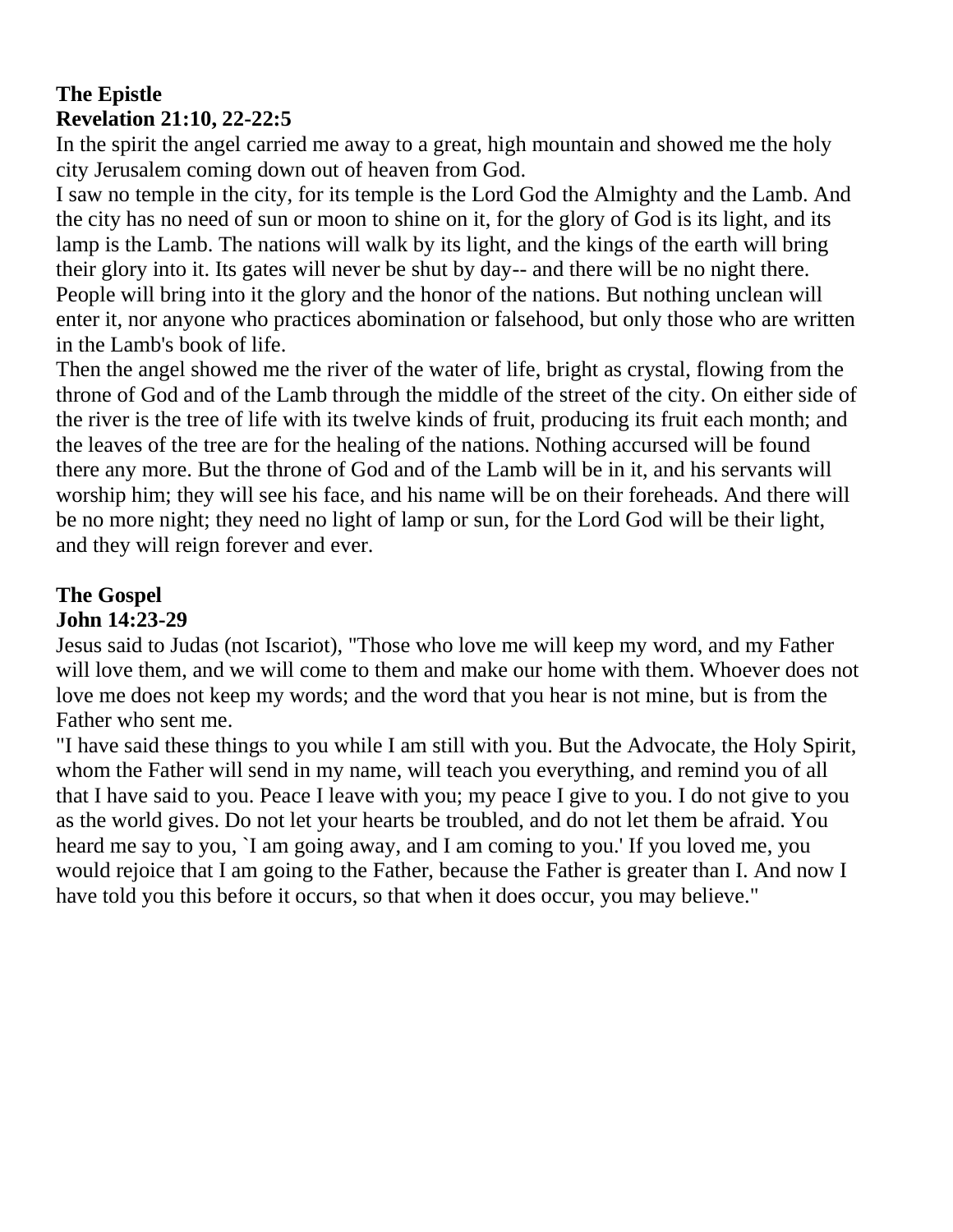**The Epistle**
**Revelation 21:10, 22-22:5**

In the spirit the angel carried me away to a great, high mountain and showed me the holy city Jerusalem coming down out of heaven from God.

I saw no temple in the city, for its temple is the Lord God the Almighty and the Lamb. And the city has no need of sun or moon to shine on it, for the glory of God is its light, and its lamp is the Lamb. The nations will walk by its light, and the kings of the earth will bring their glory into it. Its gates will never be shut by day-- and there will be no night there. People will bring into it the glory and the honor of the nations. But nothing unclean will enter it, nor anyone who practices abomination or falsehood, but only those who are written in the Lamb's book of life.

Then the angel showed me the river of the water of life, bright as crystal, flowing from the throne of God and of the Lamb through the middle of the street of the city. On either side of the river is the tree of life with its twelve kinds of fruit, producing its fruit each month; and the leaves of the tree are for the healing of the nations. Nothing accursed will be found there any more. But the throne of God and of the Lamb will be in it, and his servants will worship him; they will see his face, and his name will be on their foreheads. And there will be no more night; they need no light of lamp or sun, for the Lord God will be their light, and they will reign forever and ever.

**The Gospel**
**John 14:23-29**

Jesus said to Judas (not Iscariot), "Those who love me will keep my word, and my Father will love them, and we will come to them and make our home with them. Whoever does not love me does not keep my words; and the word that you hear is not mine, but is from the Father who sent me.

"I have said these things to you while I am still with you. But the Advocate, the Holy Spirit, whom the Father will send in my name, will teach you everything, and remind you of all that I have said to you. Peace I leave with you; my peace I give to you. I do not give to you as the world gives. Do not let your hearts be troubled, and do not let them be afraid. You heard me say to you, `I am going away, and I am coming to you.' If you loved me, you would rejoice that I am going to the Father, because the Father is greater than I. And now I have told you this before it occurs, so that when it does occur, you may believe."